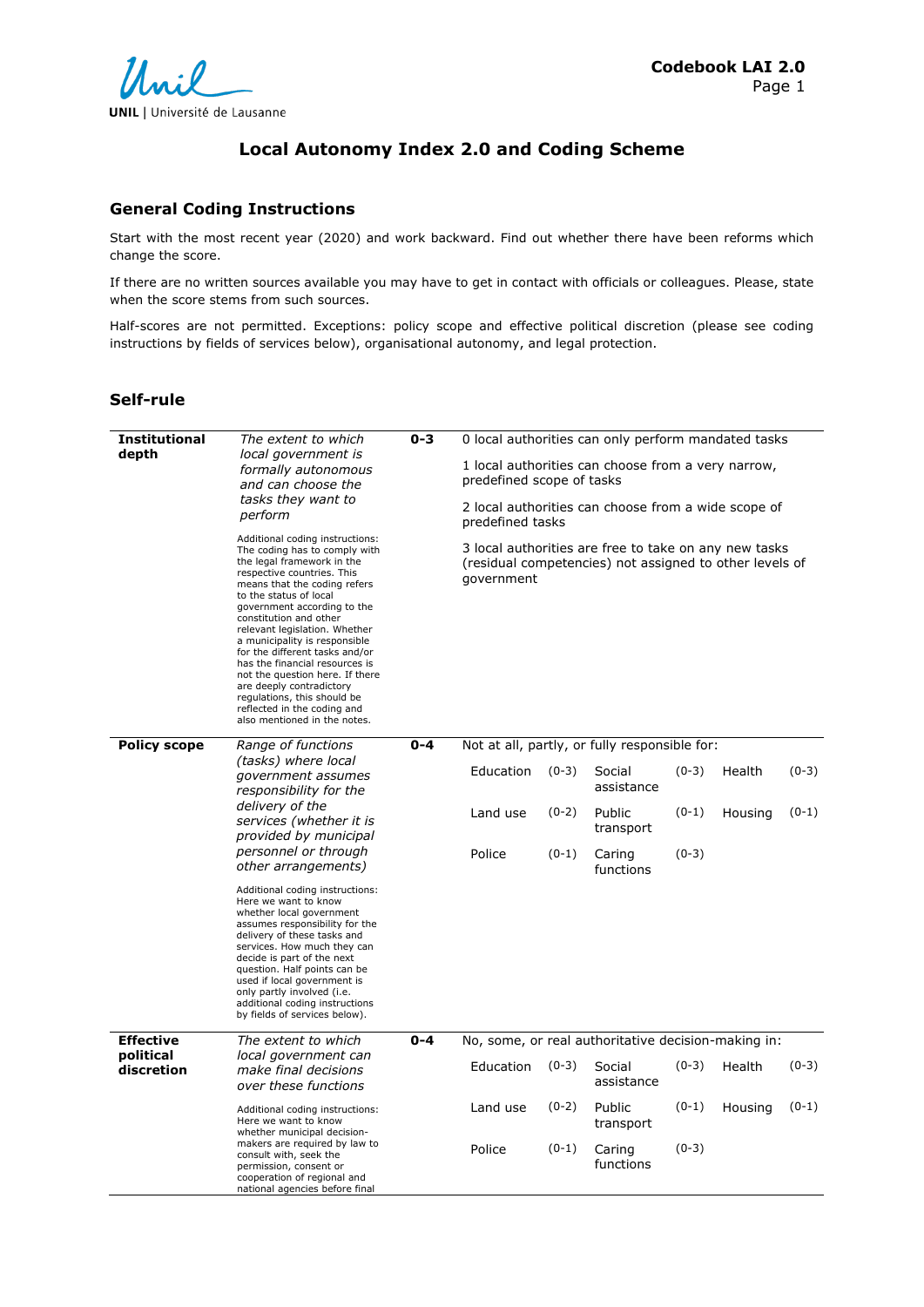# Local Autonomy Index 2.0 and Coding Scheme

## General Coding Instructions

Start with the most recent year (2020) and work backward. Find out whether there have been reforms which change the score.

If there are no written sources available you may have to get in contact with officials or colleagues. Please, state when the score stems from such sources.

Half-scores are not permitted. Exceptions: policy scope and effective political discretion (please see coding instructions by fields of services below), organisational autonomy, and legal protection.

## Self-rule

| Variable | Description | Range | Coding |
|---|---|---|---|
| **Institutional depth** | *The extent to which local government is formally autonomous and can choose the tasks they want to perform*<br><br>Additional coding instructions: The coding has to comply with the legal framework in the respective countries. This means that the coding refers to the status of local government according to the constitution and other relevant legislation. Whether a municipality is responsible for the different tasks and/or has the financial resources is not the question here. If there are deeply contradictory regulations, this should be reflected in the coding and also mentioned in the notes. | **0-3** | 0 local authorities can only perform mandated tasks<br><br>1 local authorities can choose from a very narrow, predefined scope of tasks<br><br>2 local authorities can choose from a wide scope of predefined tasks<br><br>3 local authorities are free to take on any new tasks (residual competencies) not assigned to other levels of government |
| **Policy scope** | *Range of functions (tasks) where local government assumes responsibility for the delivery of the services (whether it is provided by municipal personnel or through other arrangements)*<br><br>Additional coding instructions: Here we want to know whether local government assumes responsibility for the delivery of these tasks and services. How much they can decide is part of the next question. Half points can be used if local government is only partly involved (i.e. additional coding instructions by fields of services below). | **0-4** | Not at all, partly, or fully responsible for:<br><br>Education (0-3); Social assistance (0-3); Health (0-3)<br><br>Land use (0-2); Public transport (0-1); Housing (0-1)<br><br>Police (0-1); Caring functions (0-3) |
| **Effective political discretion** | *The extent to which local government can make final decisions over these functions*<br><br>Additional coding instructions: Here we want to know whether municipal decision-makers are required by law to consult with, seek the permission, consent or cooperation of regional and national agencies before final | **0-4** | No, some, or real authoritative decision-making in:<br><br>Education (0-3); Social assistance (0-3); Health (0-3)<br><br>Land use (0-2); Public transport (0-1); Housing (0-1)<br><br>Police (0-1); Caring functions (0-3) |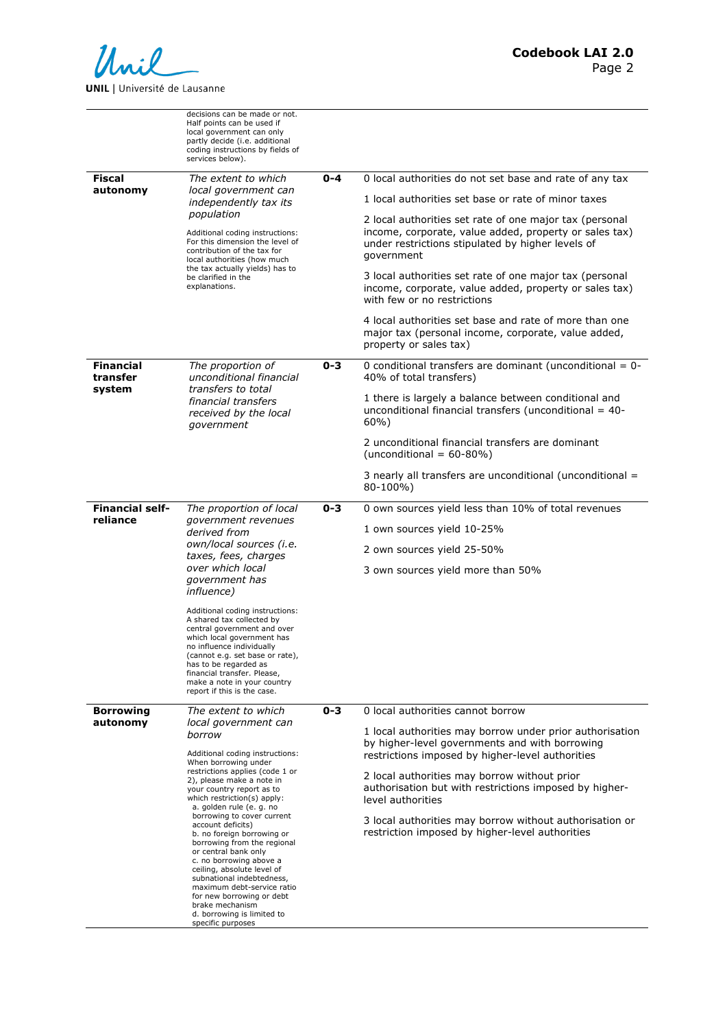| | | | |
|---|---|---|---|
| | decisions can be made or not. Half points can be used if local government can only partly decide (i.e. additional coding instructions by fields of services below). | | |
| **Fiscal autonomy** | *The extent to which local government can independently tax its population*<br><br>Additional coding instructions: For this dimension the level of contribution of the tax for local authorities (how much the tax actually yields) has to be clarified in the explanations. | **0-4** | 0 local authorities do not set base and rate of any tax<br><br>1 local authorities set base or rate of minor taxes<br><br>2 local authorities set rate of one major tax (personal income, corporate, value added, property or sales tax) under restrictions stipulated by higher levels of government<br><br>3 local authorities set rate of one major tax (personal income, corporate, value added, property or sales tax) with few or no restrictions<br><br>4 local authorities set base and rate of more than one major tax (personal income, corporate, value added, property or sales tax) |
| **Financial transfer system** | *The proportion of unconditional financial transfers to total financial transfers received by the local government* | **0-3** | 0 conditional transfers are dominant (unconditional = 0-40% of total transfers)<br><br>1 there is largely a balance between conditional and unconditional financial transfers (unconditional = 40-60%)<br><br>2 unconditional financial transfers are dominant (unconditional = 60-80%)<br><br>3 nearly all transfers are unconditional (unconditional = 80-100%) |
| **Financial self-reliance** | *The proportion of local government revenues derived from own/local sources (i.e. taxes, fees, charges over which local government has influence)*<br><br>Additional coding instructions: A shared tax collected by central government and over which local government has no influence individually (cannot e.g. set base or rate), has to be regarded as financial transfer. Please, make a note in your country report if this is the case. | **0-3** | 0 own sources yield less than 10% of total revenues<br><br>1 own sources yield 10-25%<br><br>2 own sources yield 25-50%<br><br>3 own sources yield more than 50% |
| **Borrowing autonomy** | *The extent to which local government can borrow*<br><br>Additional coding instructions: When borrowing under restrictions applies (code 1 or 2), please make a note in your country report as to which restriction(s) apply:<br>a. golden rule (e. g. no borrowing to cover current account deficits)<br>b. no foreign borrowing or borrowing from the regional or central bank only<br>c. no borrowing above a ceiling, absolute level of subnational indebtedness, maximum debt-service ratio for new borrowing or debt brake mechanism<br>d. borrowing is limited to specific purposes | **0-3** | 0 local authorities cannot borrow<br><br>1 local authorities may borrow under prior authorisation by higher-level governments and with borrowing restrictions imposed by higher-level authorities<br><br>2 local authorities may borrow without prior authorisation but with restrictions imposed by higher-level authorities<br><br>3 local authorities may borrow without authorisation or restriction imposed by higher-level authorities |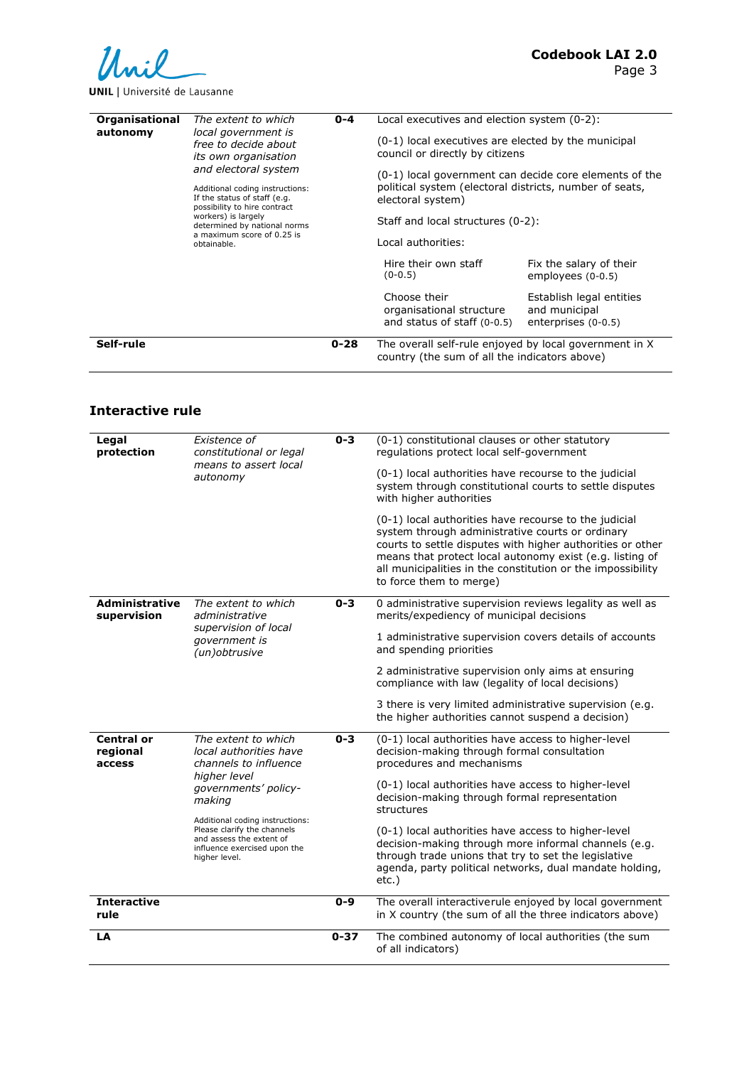| | | | |
|---|---|---|---|
| **Organisational autonomy** | *The extent to which local government is free to decide about its own organisation and electoral system*<br><br>Additional coding instructions: If the status of staff (e.g. possibility to hire contract workers) is largely determined by national norms a maximum score of 0.25 is obtainable. | **0-4** | Local executives and election system (0-2):<br><br>(0-1) local executives are elected by the municipal council or directly by citizens<br><br>(0-1) local government can decide core elements of the political system (electoral districts, number of seats, electoral system)<br><br>Staff and local structures (0-2):<br><br>Local authorities:<br><br>Hire their own staff (0-0.5)<br><br>Fix the salary of their employees (0-0.5)<br><br>Choose their organisational structure and status of staff (0-0.5)<br><br>Establish legal entities and municipal enterprises (0-0.5) |
| **Self-rule** | | **0-28** | The overall self-rule enjoyed by local government in X country (the sum of all the indicators above) |

## Interactive rule

| | | | |
|---|---|---|---|
| **Legal protection** | *Existence of constitutional or legal means to assert local autonomy* | **0-3** | (0-1) constitutional clauses or other statutory regulations protect local self-government<br><br>(0-1) local authorities have recourse to the judicial system through constitutional courts to settle disputes with higher authorities<br><br>(0-1) local authorities have recourse to the judicial system through administrative courts or ordinary courts to settle disputes with higher authorities or other means that protect local autonomy exist (e.g. listing of all municipalities in the constitution or the impossibility to force them to merge) |
| **Administrative supervision** | *The extent to which administrative supervision of local government is (un)obtrusive* | **0-3** | 0 administrative supervision reviews legality as well as merits/expediency of municipal decisions<br><br>1 administrative supervision covers details of accounts and spending priorities<br><br>2 administrative supervision only aims at ensuring compliance with law (legality of local decisions)<br><br>3 there is very limited administrative supervision (e.g. the higher authorities cannot suspend a decision) |
| **Central or regional access** | *The extent to which local authorities have channels to influence higher level governments' policy-making*<br><br>Additional coding instructions: Please clarify the channels and assess the extent of influence exercised upon the higher level. | **0-3** | (0-1) local authorities have access to higher-level decision-making through formal consultation procedures and mechanisms<br><br>(0-1) local authorities have access to higher-level decision-making through formal representation structures<br><br>(0-1) local authorities have access to higher-level decision-making through more informal channels (e.g. through trade unions that try to set the legislative agenda, party political networks, dual mandate holding, etc.) |
| **Interactive rule** | | **0-9** | The overall interactiverule enjoyed by local government in X country (the sum of all the three indicators above) |
| **LA** | | **0-37** | The combined autonomy of local authorities (the sum of all indicators) |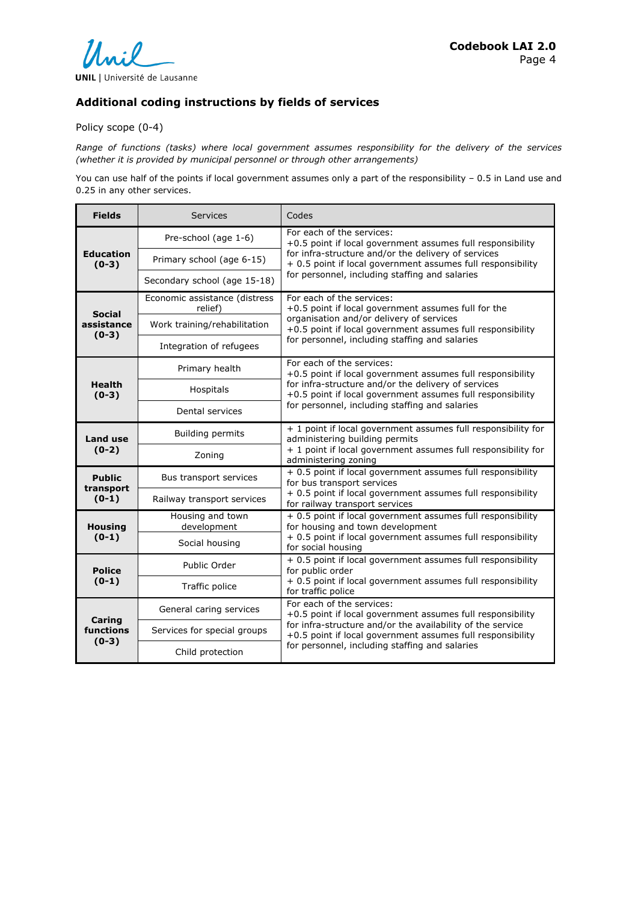## Additional coding instructions by fields of services

Policy scope (0-4)

*Range of functions (tasks) where local government assumes responsibility for the delivery of the services (whether it is provided by municipal personnel or through other arrangements)*

You can use half of the points if local government assumes only a part of the responsibility – 0.5 in Land use and 0.25 in any other services.

| Fields | Services | Codes |
|---|---|---|
| **Education (0-3)** | Pre-school (age 1-6) | For each of the services: +0.5 point if local government assumes full responsibility for infra-structure and/or the delivery of services + 0.5 point if local government assumes full responsibility for personnel, including staffing and salaries |
| | Primary school (age 6-15) | |
| | Secondary school (age 15-18) | |
| **Social assistance (0-3)** | Economic assistance (distress relief) | For each of the services: +0.5 point if local government assumes full for the organisation and/or delivery of services +0.5 point if local government assumes full responsibility for personnel, including staffing and salaries |
| | Work training/rehabilitation | |
| | Integration of refugees | |
| **Health (0-3)** | Primary health | For each of the services: +0.5 point if local government assumes full responsibility for infra-structure and/or the delivery of services +0.5 point if local government assumes full responsibility for personnel, including staffing and salaries |
| | Hospitals | |
| | Dental services | |
| **Land use (0-2)** | Building permits | + 1 point if local government assumes full responsibility for administering building permits |
| | Zoning | + 1 point if local government assumes full responsibility for administering zoning |
| **Public transport (0-1)** | Bus transport services | + 0.5 point if local government assumes full responsibility for bus transport services |
| | Railway transport services | + 0.5 point if local government assumes full responsibility for railway transport services |
| **Housing (0-1)** | Housing and town development | + 0.5 point if local government assumes full responsibility for housing and town development |
| | Social housing | + 0.5 point if local government assumes full responsibility for social housing |
| **Police (0-1)** | Public Order | + 0.5 point if local government assumes full responsibility for public order |
| | Traffic police | + 0.5 point if local government assumes full responsibility for traffic police |
| **Caring functions (0-3)** | General caring services | For each of the services: +0.5 point if local government assumes full responsibility for infra-structure and/or the availability of the service +0.5 point if local government assumes full responsibility for personnel, including staffing and salaries |
| | Services for special groups | |
| | Child protection | |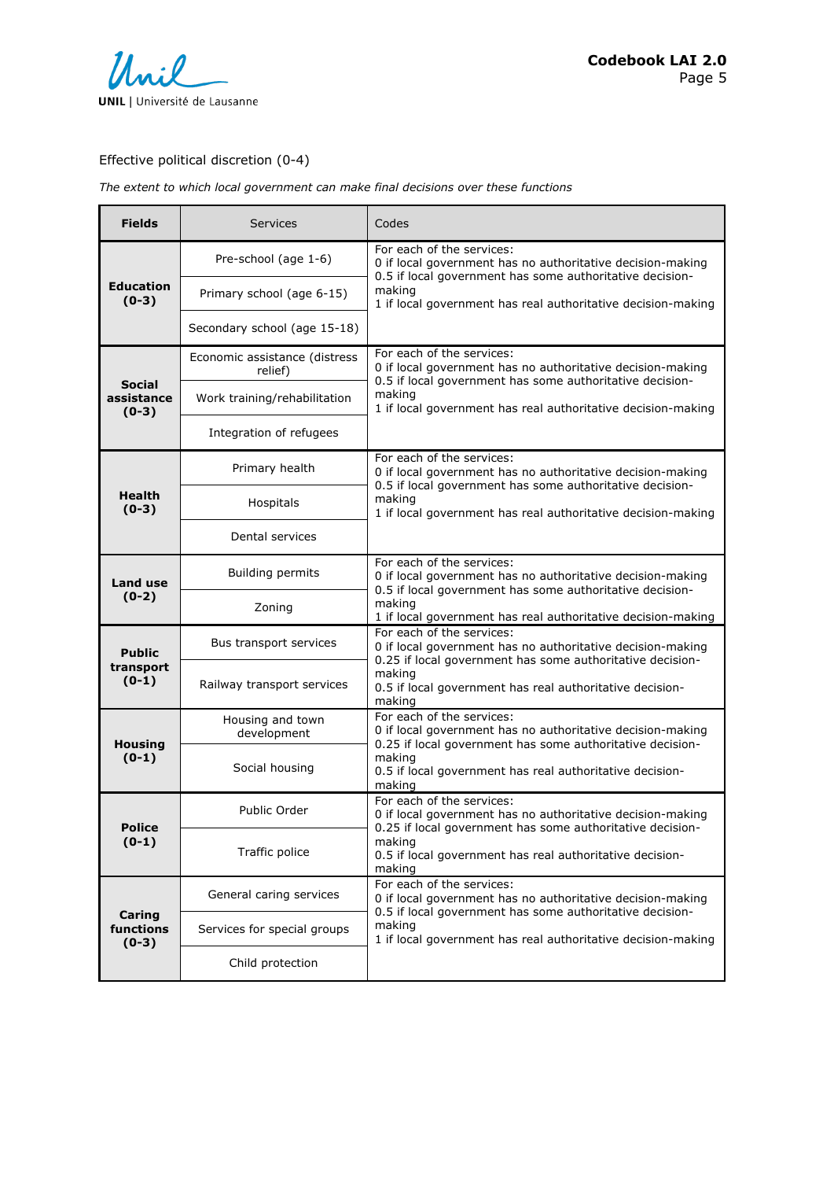Effective political discretion (0-4)

*The extent to which local government can make final decisions over these functions*

| Fields | Services | Codes |
|---|---|---|
| **Education (0-3)** | Pre-school (age 1-6) | For each of the services:<br>0 if local government has no authoritative decision-making<br>0.5 if local government has some authoritative decision-making<br>1 if local government has real authoritative decision-making |
| | Primary school (age 6-15) | |
| | Secondary school (age 15-18) | |
| **Social assistance (0-3)** | Economic assistance (distress relief) | For each of the services:<br>0 if local government has no authoritative decision-making<br>0.5 if local government has some authoritative decision-making<br>1 if local government has real authoritative decision-making |
| | Work training/rehabilitation | |
| | Integration of refugees | |
| **Health (0-3)** | Primary health | For each of the services:<br>0 if local government has no authoritative decision-making<br>0.5 if local government has some authoritative decision-making<br>1 if local government has real authoritative decision-making |
| | Hospitals | |
| | Dental services | |
| **Land use (0-2)** | Building permits | For each of the services:<br>0 if local government has no authoritative decision-making<br>0.5 if local government has some authoritative decision-making<br>1 if local government has real authoritative decision-making |
| | Zoning | |
| **Public transport (0-1)** | Bus transport services | For each of the services:<br>0 if local government has no authoritative decision-making<br>0.25 if local government has some authoritative decision-making<br>0.5 if local government has real authoritative decision-making |
| | Railway transport services | |
| **Housing (0-1)** | Housing and town development | For each of the services:<br>0 if local government has no authoritative decision-making<br>0.25 if local government has some authoritative decision-making<br>0.5 if local government has real authoritative decision-making |
| | Social housing | |
| **Police (0-1)** | Public Order | For each of the services:<br>0 if local government has no authoritative decision-making<br>0.25 if local government has some authoritative decision-making<br>0.5 if local government has real authoritative decision-making |
| | Traffic police | |
| **Caring functions (0-3)** | General caring services | For each of the services:<br>0 if local government has no authoritative decision-making<br>0.5 if local government has some authoritative decision-making<br>1 if local government has real authoritative decision-making |
| | Services for special groups | |
| | Child protection | |